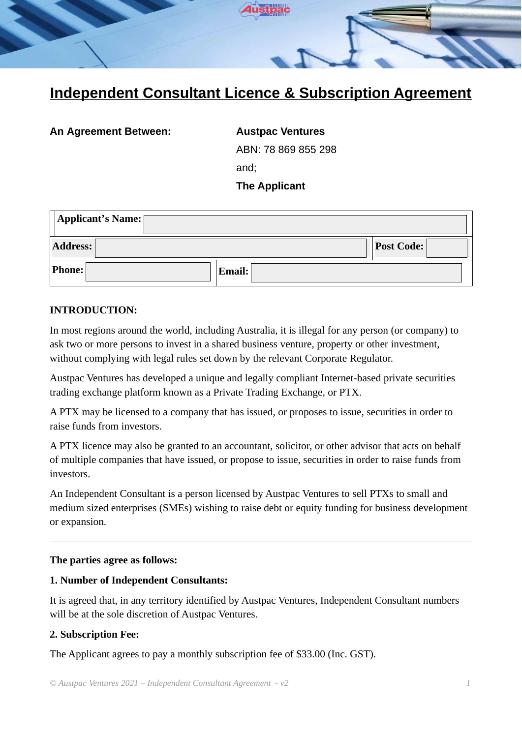# Independent Consultant Licence & Subscription Agreement

| **An Agreement Between:** | **Austpac Ventures** |
| --- | --- |
| | ABN: 78 869 855 298 |
| | and; |
| | **The Applicant** |

| **Applicant's Name:** | | | |
| --- | --- | --- | --- |
| **Address:** | | **Post Code:** | |
| **Phone:** | | **Email:** | |

---

**INTRODUCTION:**

In most regions around the world, including Australia, it is illegal for any person (or company) to ask two or more persons to invest in a shared business venture, property or other investment, without complying with legal rules set down by the relevant Corporate Regulator.

Austpac Ventures has developed a unique and legally compliant Internet-based private securities trading exchange platform known as a Private Trading Exchange, or PTX.

A PTX may be licensed to a company that has issued, or proposes to issue, securities in order to raise funds from investors.

A PTX licence may also be granted to an accountant, solicitor, or other advisor that acts on behalf of multiple companies that have issued, or propose to issue, securities in order to raise funds from investors.

An Independent Consultant is a person licensed by Austpac Ventures to sell PTXs to small and medium sized enterprises (SMEs) wishing to raise debt or equity funding for business development or expansion.

---

**The parties agree as follows:**

**1. Number of Independent Consultants:**

It is agreed that, in any territory identified by Austpac Ventures, Independent Consultant numbers will be at the sole discretion of Austpac Ventures.

**2. Subscription Fee:**

The Applicant agrees to pay a monthly subscription fee of $33.00 (Inc. GST).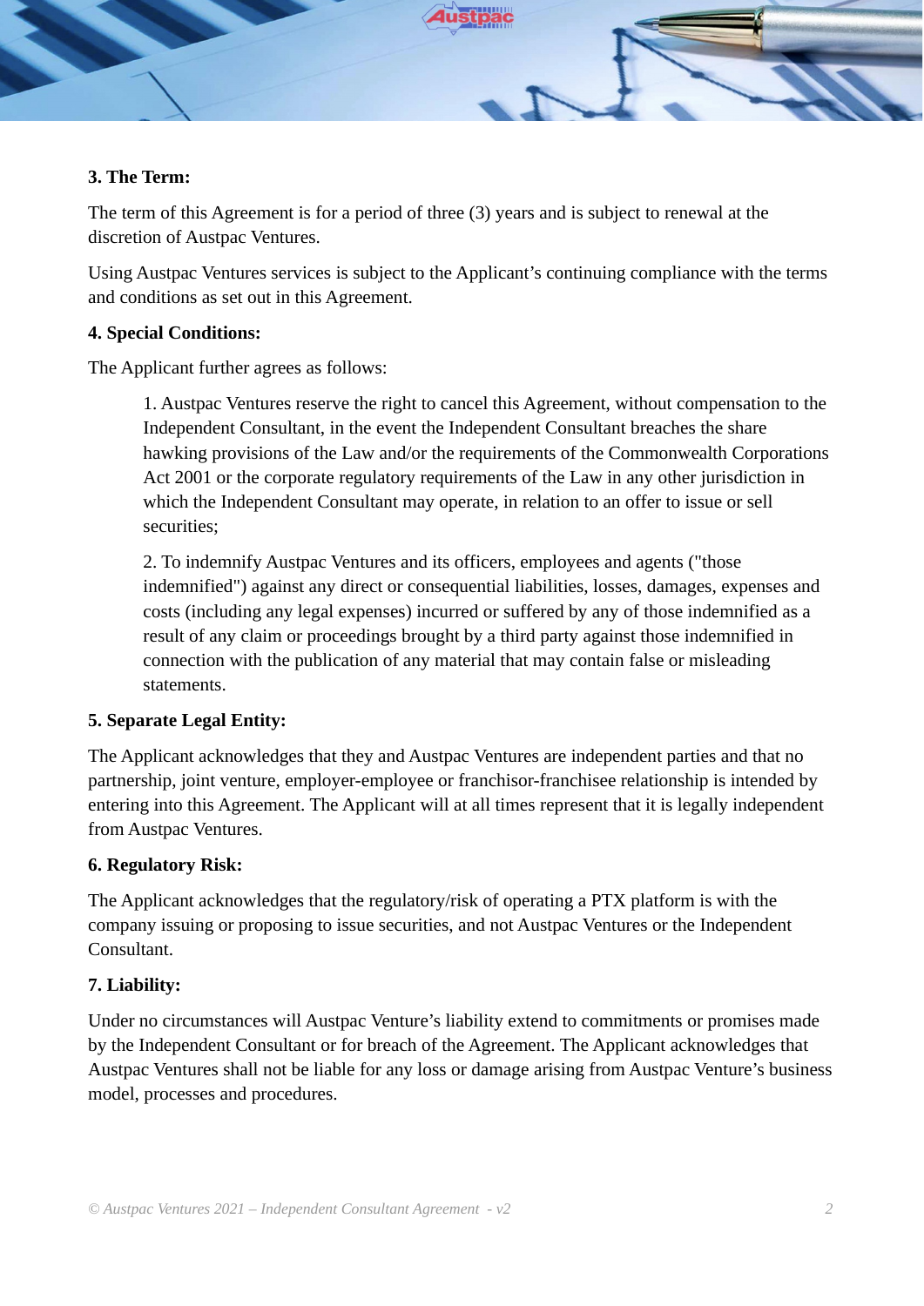**3. The Term:**

The term of this Agreement is for a period of three (3) years and is subject to renewal at the discretion of Austpac Ventures.

Using Austpac Ventures services is subject to the Applicant's continuing compliance with the terms and conditions as set out in this Agreement.

**4. Special Conditions:**

The Applicant further agrees as follows:

> 1. Austpac Ventures reserve the right to cancel this Agreement, without compensation to the Independent Consultant, in the event the Independent Consultant breaches the share hawking provisions of the Law and/or the requirements of the Commonwealth Corporations Act 2001 or the corporate regulatory requirements of the Law in any other jurisdiction in which the Independent Consultant may operate, in relation to an offer to issue or sell securities;
>
> 2. To indemnify Austpac Ventures and its officers, employees and agents ("those indemnified") against any direct or consequential liabilities, losses, damages, expenses and costs (including any legal expenses) incurred or suffered by any of those indemnified as a result of any claim or proceedings brought by a third party against those indemnified in connection with the publication of any material that may contain false or misleading statements.

**5. Separate Legal Entity:**

The Applicant acknowledges that they and Austpac Ventures are independent parties and that no partnership, joint venture, employer-employee or franchisor-franchisee relationship is intended by entering into this Agreement. The Applicant will at all times represent that it is legally independent from Austpac Ventures.

**6. Regulatory Risk:**

The Applicant acknowledges that the regulatory/risk of operating a PTX platform is with the company issuing or proposing to issue securities, and not Austpac Ventures or the Independent Consultant.

**7. Liability:**

Under no circumstances will Austpac Venture's liability extend to commitments or promises made by the Independent Consultant or for breach of the Agreement. The Applicant acknowledges that Austpac Ventures shall not be liable for any loss or damage arising from Austpac Venture's business model, processes and procedures.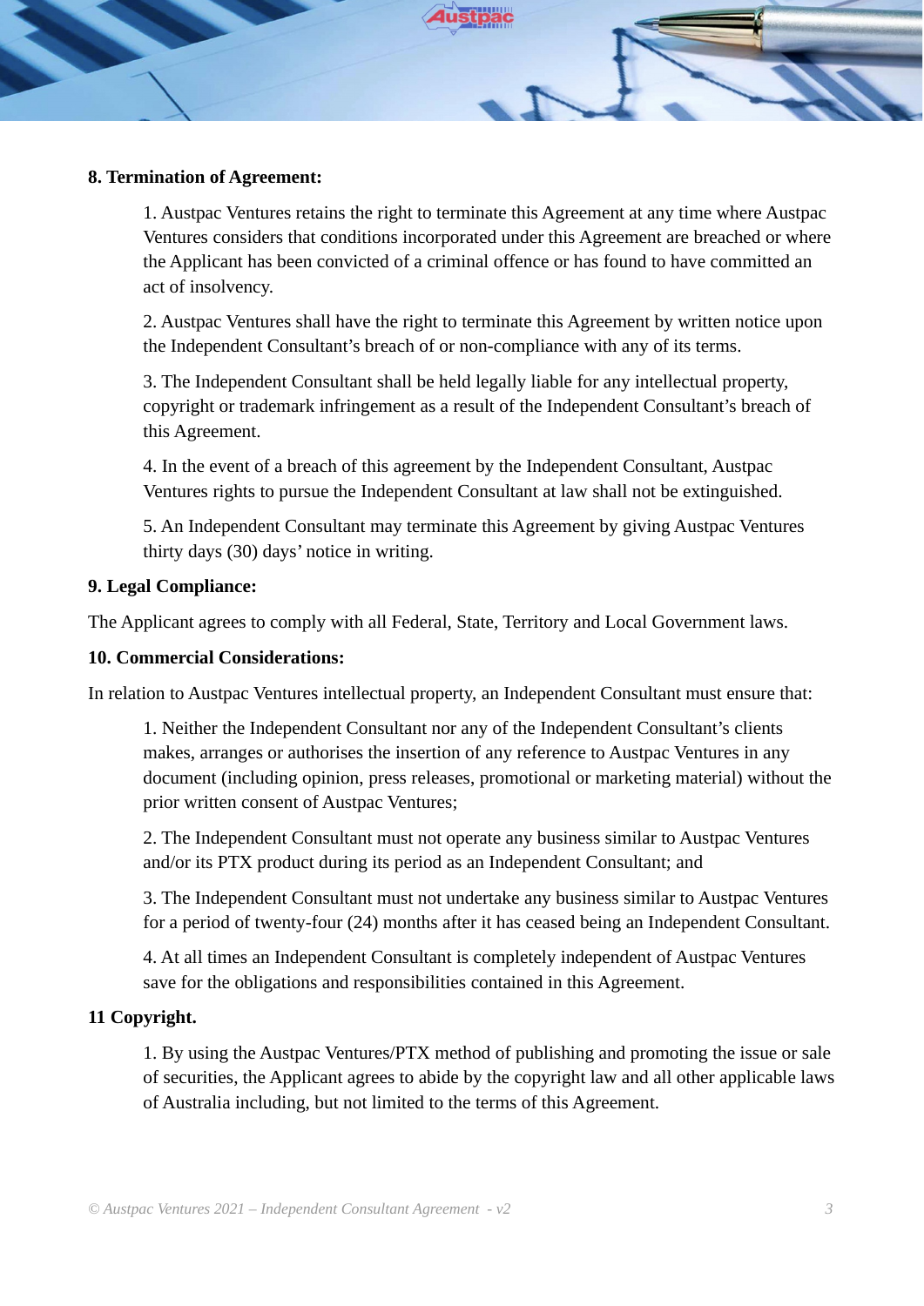**8. Termination of Agreement:**

1. Austpac Ventures retains the right to terminate this Agreement at any time where Austpac Ventures considers that conditions incorporated under this Agreement are breached or where the Applicant has been convicted of a criminal offence or has found to have committed an act of insolvency.

2. Austpac Ventures shall have the right to terminate this Agreement by written notice upon the Independent Consultant's breach of or non-compliance with any of its terms.

3. The Independent Consultant shall be held legally liable for any intellectual property, copyright or trademark infringement as a result of the Independent Consultant's breach of this Agreement.

4. In the event of a breach of this agreement by the Independent Consultant, Austpac Ventures rights to pursue the Independent Consultant at law shall not be extinguished.

5. An Independent Consultant may terminate this Agreement by giving Austpac Ventures thirty days (30) days' notice in writing.

**9. Legal Compliance:**

The Applicant agrees to comply with all Federal, State, Territory and Local Government laws.

**10. Commercial Considerations:**

In relation to Austpac Ventures intellectual property, an Independent Consultant must ensure that:

1. Neither the Independent Consultant nor any of the Independent Consultant's clients makes, arranges or authorises the insertion of any reference to Austpac Ventures in any document (including opinion, press releases, promotional or marketing material) without the prior written consent of Austpac Ventures;

2. The Independent Consultant must not operate any business similar to Austpac Ventures and/or its PTX product during its period as an Independent Consultant; and

3. The Independent Consultant must not undertake any business similar to Austpac Ventures for a period of twenty-four (24) months after it has ceased being an Independent Consultant.

4. At all times an Independent Consultant is completely independent of Austpac Ventures save for the obligations and responsibilities contained in this Agreement.

**11 Copyright.**

1. By using the Austpac Ventures/PTX method of publishing and promoting the issue or sale of securities, the Applicant agrees to abide by the copyright law and all other applicable laws of Australia including, but not limited to the terms of this Agreement.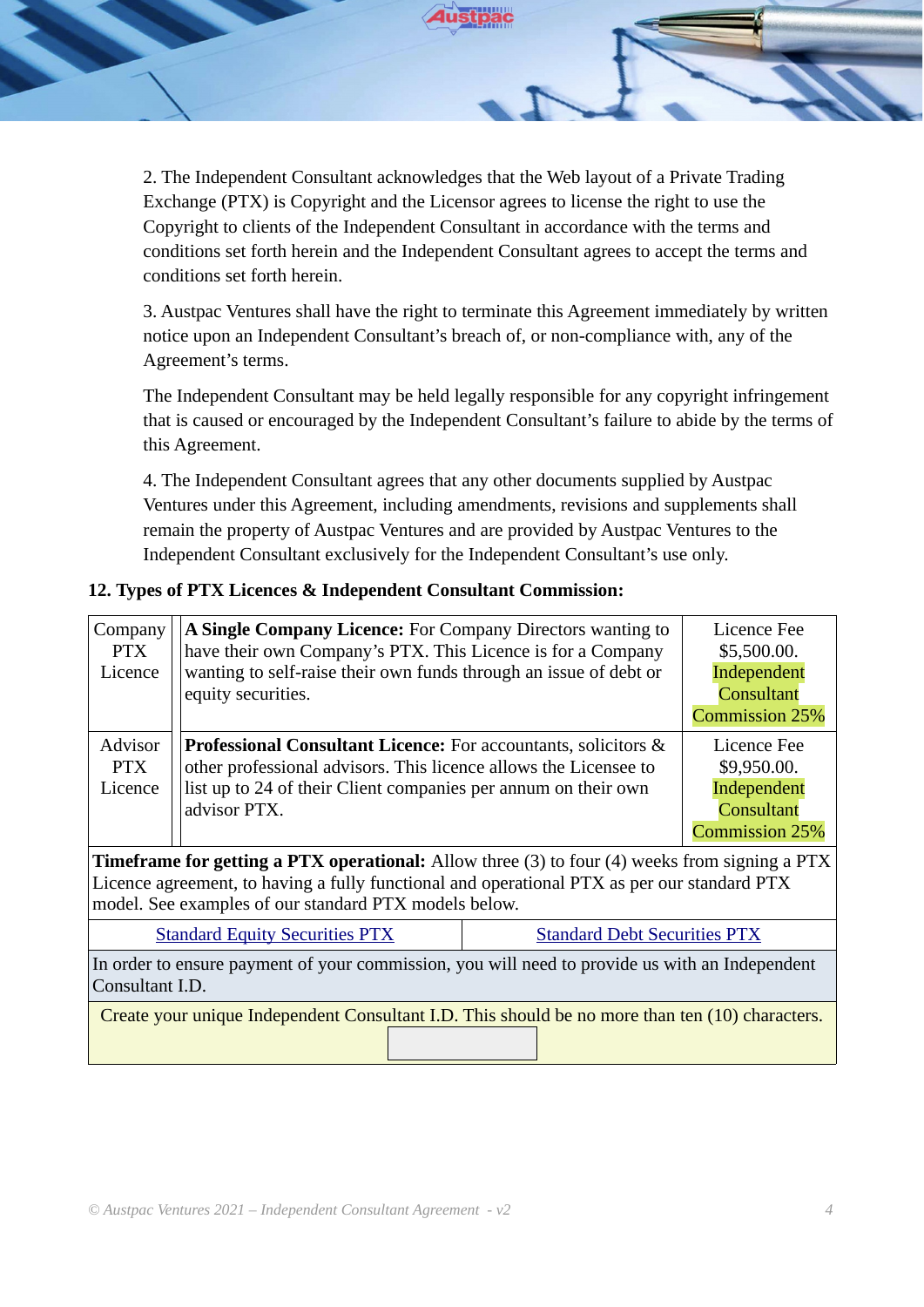2. The Independent Consultant acknowledges that the Web layout of a Private Trading Exchange (PTX) is Copyright and the Licensor agrees to license the right to use the Copyright to clients of the Independent Consultant in accordance with the terms and conditions set forth herein and the Independent Consultant agrees to accept the terms and conditions set forth herein.

3. Austpac Ventures shall have the right to terminate this Agreement immediately by written notice upon an Independent Consultant's breach of, or non-compliance with, any of the Agreement's terms.

The Independent Consultant may be held legally responsible for any copyright infringement that is caused or encouraged by the Independent Consultant's failure to abide by the terms of this Agreement.

4. The Independent Consultant agrees that any other documents supplied by Austpac Ventures under this Agreement, including amendments, revisions and supplements shall remain the property of Austpac Ventures and are provided by Austpac Ventures to the Independent Consultant exclusively for the Independent Consultant's use only.

**12. Types of PTX Licences & Independent Consultant Commission:**

| | | |
|---|---|---|
| Company PTX Licence | **A Single Company Licence:** For Company Directors wanting to have their own Company's PTX. This Licence is for a Company wanting to self-raise their own funds through an issue of debt or equity securities. | Licence Fee $5,500.00. Independent Consultant Commission 25% |
| Advisor PTX Licence | **Professional Consultant Licence:** For accountants, solicitors & other professional advisors. This licence allows the Licensee to list up to 24 of their Client companies per annum on their own advisor PTX. | Licence Fee $9,950.00. Independent Consultant Commission 25% |

**Timeframe for getting a PTX operational:** Allow three (3) to four (4) weeks from signing a PTX Licence agreement, to having a fully functional and operational PTX as per our standard PTX model. See examples of our standard PTX models below.

| Standard Equity Securities PTX | Standard Debt Securities PTX |
|---|---|

In order to ensure payment of your commission, you will need to provide us with an Independent Consultant I.D.

Create your unique Independent Consultant I.D. This should be no more than ten (10) characters.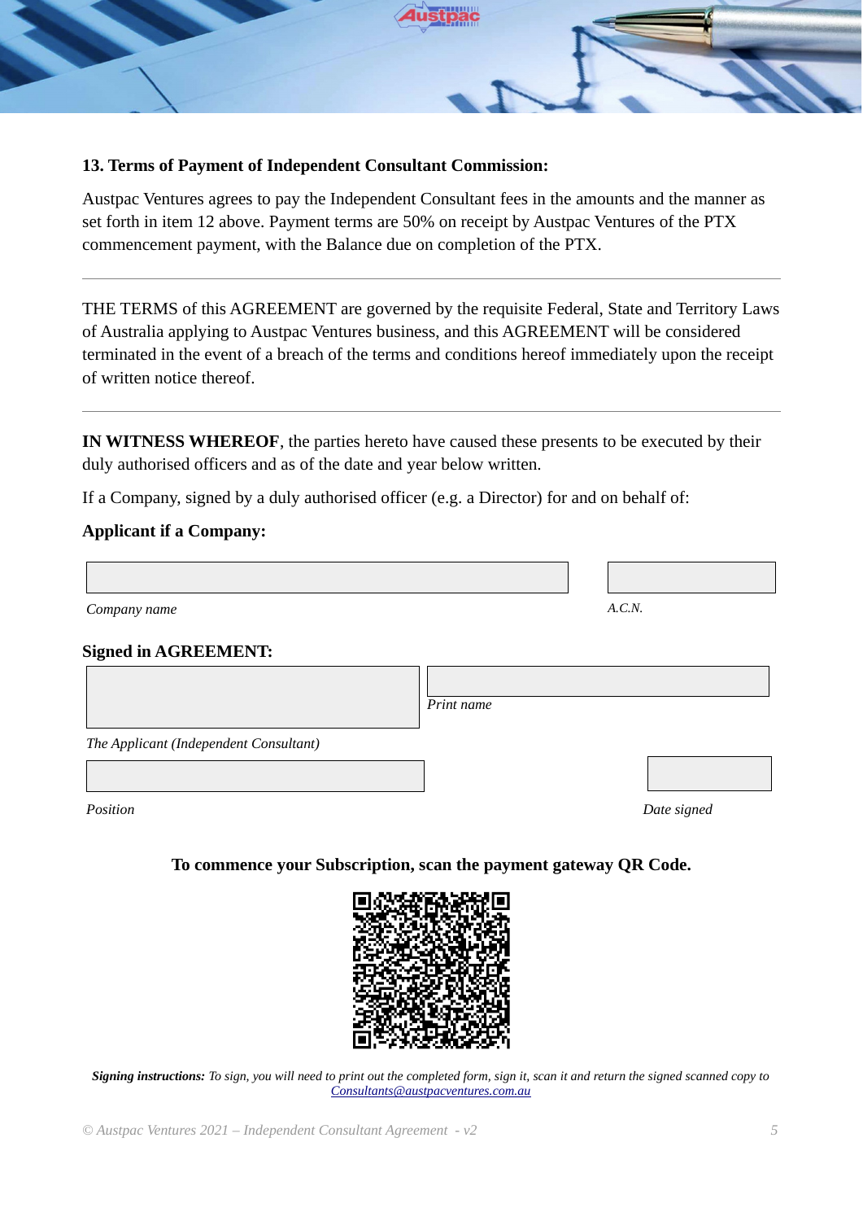**13. Terms of Payment of Independent Consultant Commission:**

Austpac Ventures agrees to pay the Independent Consultant fees in the amounts and the manner as set forth in item 12 above. Payment terms are 50% on receipt by Austpac Ventures of the PTX commencement payment, with the Balance due on completion of the PTX.

---

THE TERMS of this AGREEMENT are governed by the requisite Federal, State and Territory Laws of Australia applying to Austpac Ventures business, and this AGREEMENT will be considered terminated in the event of a breach of the terms and conditions hereof immediately upon the receipt of written notice thereof.

---

**IN WITNESS WHEREOF**, the parties hereto have caused these presents to be executed by their duly authorised officers and as of the date and year below written.

If a Company, signed by a duly authorised officer (e.g. a Director) for and on behalf of:

**Applicant if a Company:**

*Company name*

*A.C.N.*

**Signed in AGREEMENT:**

*Print name*

*The Applicant (Independent Consultant)*

*Position*

*Date signed*

**To commence your Subscription, scan the payment gateway QR Code.**

***Signing instructions:*** *To sign, you will need to print out the completed form, sign it, scan it and return the signed scanned copy to* *Consultants@austpacventures.com.au*